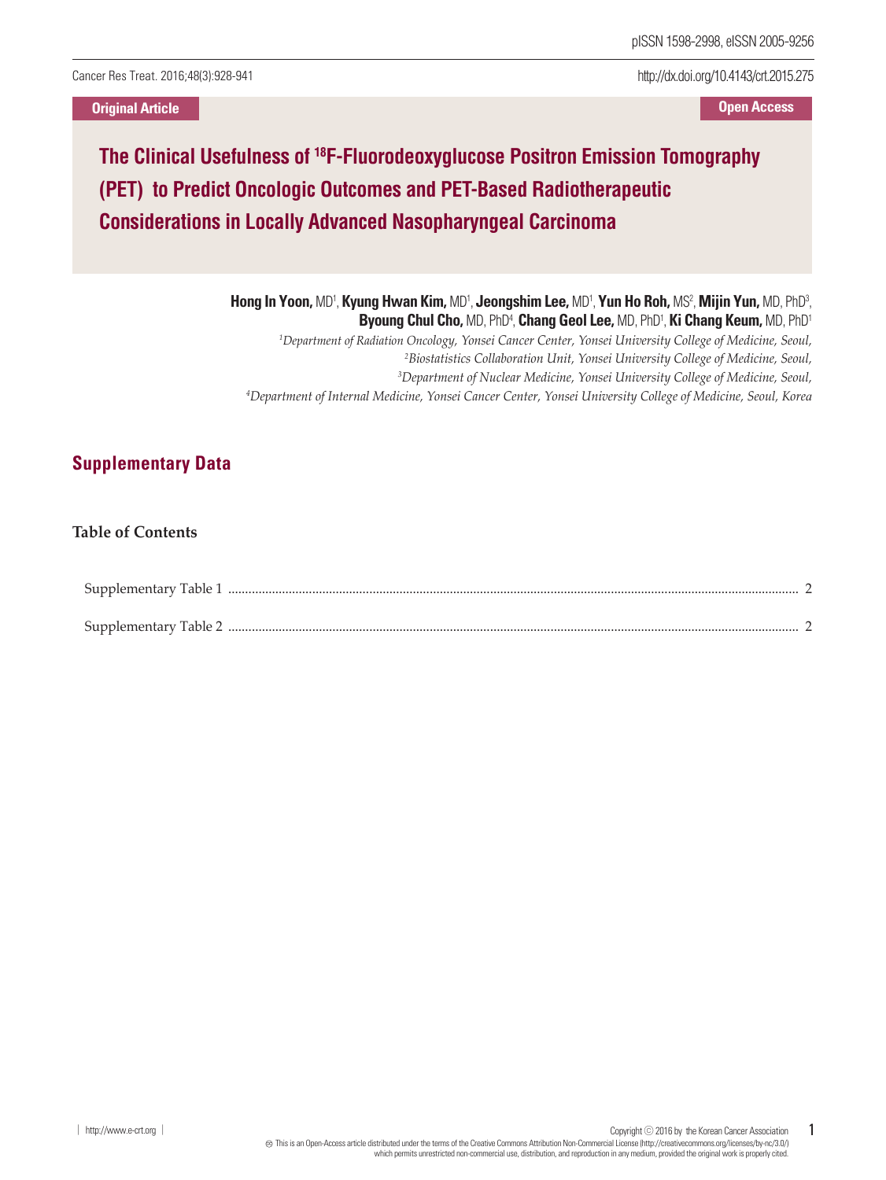Original Article

Open Access

# The Clinical Usefulness of ¹⁸F-Fluorodeoxyglucose Positron Emission Tomography (PET) to Predict Oncologic Outcomes and PET-Based Radiotherapeutic Considerations in Locally Advanced Nasopharyngeal Carcinoma

**Hong In Yoon,** MD[1], **Kyung Hwan Kim,** MD[1], **Jeongshim Lee,** MD[1], **Yun Ho Roh,** MS[2], **Mijin Yun,** MD, PhD[3], **Byoung Chul Cho,** MD, PhD[4], **Chang Geol Lee,** MD, PhD[1], **Ki Chang Keum,** MD, PhD[1]

[1]*Department of Radiation Oncology, Yonsei Cancer Center, Yonsei University College of Medicine, Seoul,*
[2]*Biostatistics Collaboration Unit, Yonsei University College of Medicine, Seoul,*
[3]*Department of Nuclear Medicine, Yonsei University College of Medicine, Seoul,*
[4]*Department of Internal Medicine, Yonsei Cancer Center, Yonsei University College of Medicine, Seoul, Korea*

## Supplementary Data

### Table of Contents

Supplementary Table 1 ........................................ 2

Supplementary Table 2 ........................................ 2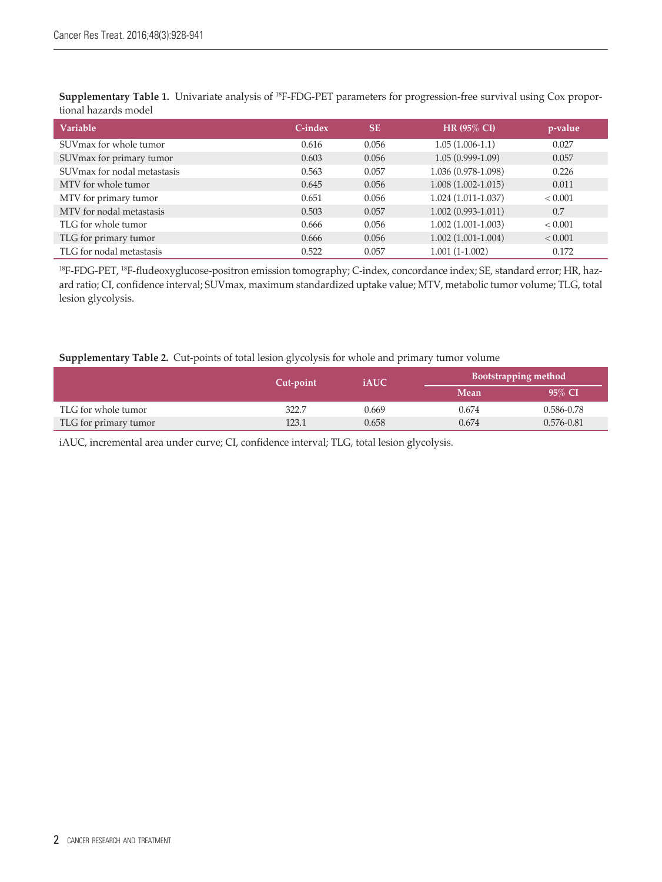**Supplementary Table 1.** Univariate analysis of $^{18}$F-FDG-PET parameters for progression-free survival using Cox proportional hazards model

| Variable | C-index | SE | HR (95% CI) | p-value |
|---|---|---|---|---|
| SUVmax for whole tumor | 0.616 | 0.056 | 1.05 (1.006-1.1) | 0.027 |
| SUVmax for primary tumor | 0.603 | 0.056 | 1.05 (0.999-1.09) | 0.057 |
| SUVmax for nodal metastasis | 0.563 | 0.057 | 1.036 (0.978-1.098) | 0.226 |
| MTV for whole tumor | 0.645 | 0.056 | 1.008 (1.002-1.015) | 0.011 |
| MTV for primary tumor | 0.651 | 0.056 | 1.024 (1.011-1.037) | < 0.001 |
| MTV for nodal metastasis | 0.503 | 0.057 | 1.002 (0.993-1.011) | 0.7 |
| TLG for whole tumor | 0.666 | 0.056 | 1.002 (1.001-1.003) | < 0.001 |
| TLG for primary tumor | 0.666 | 0.056 | 1.002 (1.001-1.004) | < 0.001 |
| TLG for nodal metastasis | 0.522 | 0.057 | 1.001 (1-1.002) | 0.172 |

$^{18}$F-FDG-PET, $^{18}$F-fludeoxyglucose-positron emission tomography; C-index, concordance index; SE, standard error; HR, hazard ratio; CI, confidence interval; SUVmax, maximum standardized uptake value; MTV, metabolic tumor volume; TLG, total lesion glycolysis.

**Supplementary Table 2.** Cut-points of total lesion glycolysis for whole and primary tumor volume

| | Cut-point | iAUC | Bootstrapping method | |
|---|---|---|---|---|
| | | | Mean | 95% CI |
| TLG for whole tumor | 322.7 | 0.669 | 0.674 | 0.586-0.78 |
| TLG for primary tumor | 123.1 | 0.658 | 0.674 | 0.576-0.81 |

iAUC, incremental area under curve; CI, confidence interval; TLG, total lesion glycolysis.